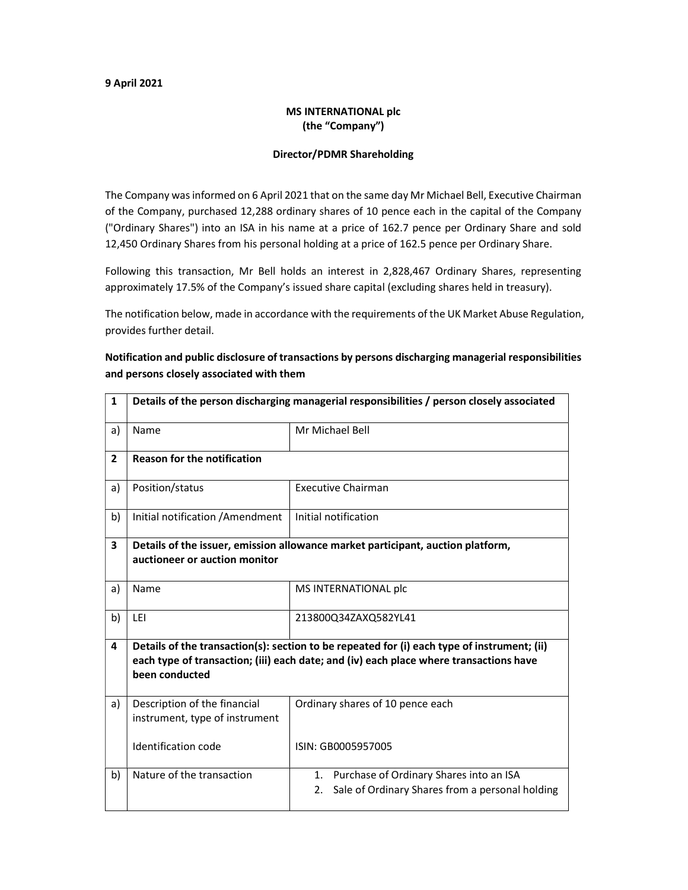**9 April 2021**

**MS INTERNATIONAL plc**
**(the "Company")**

**Director/PDMR Shareholding**

The Company was informed on 6 April 2021 that on the same day Mr Michael Bell, Executive Chairman of the Company, purchased 12,288 ordinary shares of 10 pence each in the capital of the Company ("Ordinary Shares") into an ISA in his name at a price of 162.7 pence per Ordinary Share and sold 12,450 Ordinary Shares from his personal holding at a price of 162.5 pence per Ordinary Share.

Following this transaction, Mr Bell holds an interest in 2,828,467 Ordinary Shares, representing approximately 17.5% of the Company's issued share capital (excluding shares held in treasury).

The notification below, made in accordance with the requirements of the UK Market Abuse Regulation, provides further detail.

**Notification and public disclosure of transactions by persons discharging managerial responsibilities and persons closely associated with them**

| | | |
|---|---|---|
| **1** | **Details of the person discharging managerial responsibilities / person closely associated** | |
| a) | Name | Mr Michael Bell |
| **2** | **Reason for the notification** | |
| a) | Position/status | Executive Chairman |
| b) | Initial notification /Amendment | Initial notification |
| **3** | **Details of the issuer, emission allowance market participant, auction platform, auctioneer or auction monitor** | |
| a) | Name | MS INTERNATIONAL plc |
| b) | LEI | 213800Q34ZAXQ582YL41 |
| **4** | **Details of the transaction(s): section to be repeated for (i) each type of instrument; (ii) each type of transaction; (iii) each date; and (iv) each place where transactions have been conducted** | |
| a) | Description of the financial instrument, type of instrument<br><br>Identification code | Ordinary shares of 10 pence each<br><br>ISIN: GB0005957005 |
| b) | Nature of the transaction | 1. Purchase of Ordinary Shares into an ISA<br>2. Sale of Ordinary Shares from a personal holding |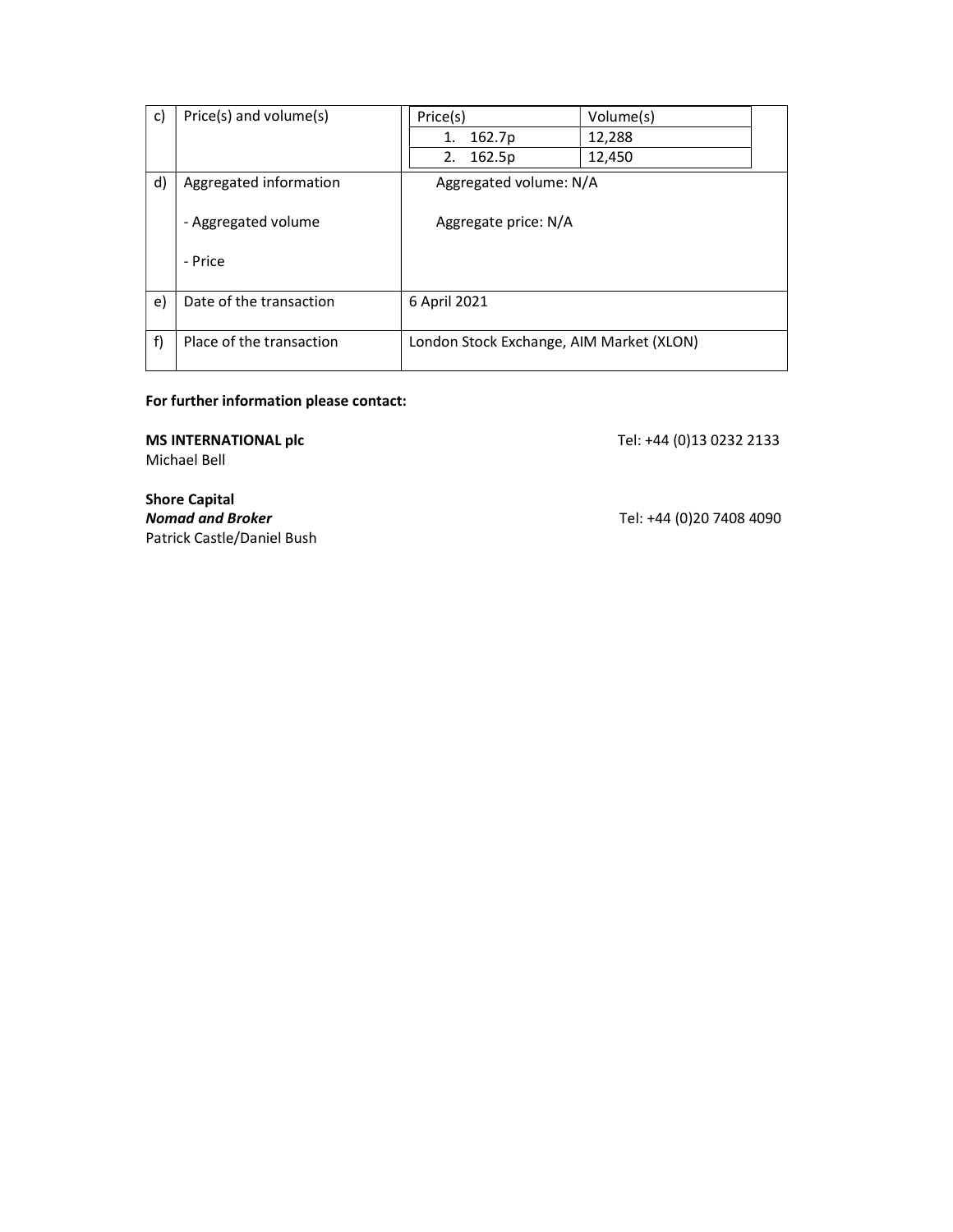| | | |
|---|---|---|
| c) | Price(s) and volume(s) | Price(s): 1. 162.7p — Volume(s): 12,288<br>Price(s): 2. 162.5p — Volume(s): 12,450 |
| d) | Aggregated information<br><br>- Aggregated volume<br><br>- Price | Aggregated volume: N/A<br><br>Aggregate price: N/A |
| e) | Date of the transaction | 6 April 2021 |
| f) | Place of the transaction | London Stock Exchange, AIM Market (XLON) |

**For further information please contact:**

**MS INTERNATIONAL plc**
Michael Bell
Tel: +44 (0)13 0232 2133

**Shore Capital**
***Nomad and Broker***
Patrick Castle/Daniel Bush
Tel: +44 (0)20 7408 4090